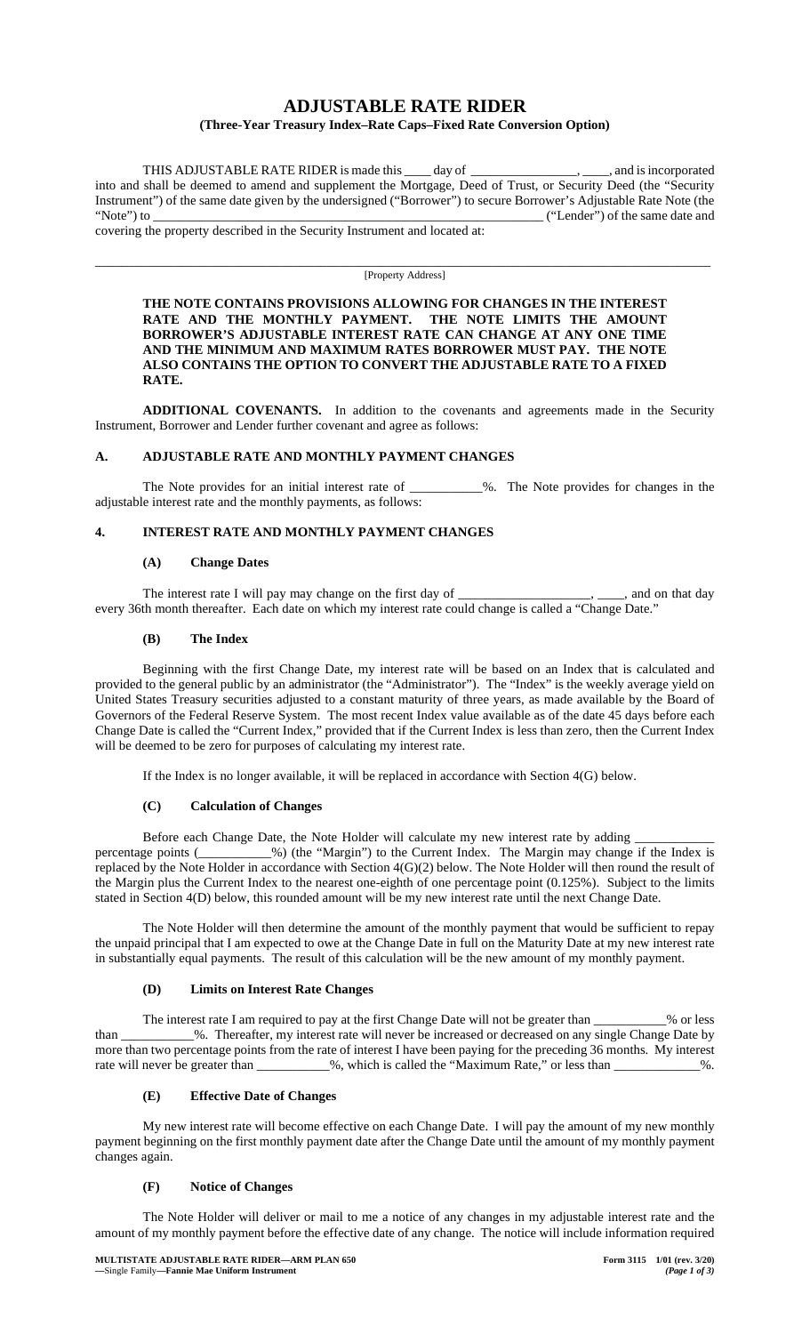# ADJUSTABLE RATE RIDER

### (Three-Year Treasury Index–Rate Caps–Fixed Rate Conversion Option)

THIS ADJUSTABLE RATE RIDER is made this ____ day of ________________, ____, and is incorporated into and shall be deemed to amend and supplement the Mortgage, Deed of Trust, or Security Deed (the "Security Instrument") of the same date given by the undersigned ("Borrower") to secure Borrower's Adjustable Rate Note (the "Note") to ____________________________________________________________ ("Lender") of the same date and covering the property described in the Security Instrument and located at:

______________________________________________________________________________________________

[Property Address]

**THE NOTE CONTAINS PROVISIONS ALLOWING FOR CHANGES IN THE INTEREST RATE AND THE MONTHLY PAYMENT. THE NOTE LIMITS THE AMOUNT BORROWER'S ADJUSTABLE INTEREST RATE CAN CHANGE AT ANY ONE TIME AND THE MINIMUM AND MAXIMUM RATES BORROWER MUST PAY. THE NOTE ALSO CONTAINS THE OPTION TO CONVERT THE ADJUSTABLE RATE TO A FIXED RATE.**

**ADDITIONAL COVENANTS.** In addition to the covenants and agreements made in the Security Instrument, Borrower and Lender further covenant and agree as follows:

## A. ADJUSTABLE RATE AND MONTHLY PAYMENT CHANGES

The Note provides for an initial interest rate of ___________%. The Note provides for changes in the adjustable interest rate and the monthly payments, as follows:

## 4. INTEREST RATE AND MONTHLY PAYMENT CHANGES

### (A) Change Dates

The interest rate I will pay may change on the first day of ____________________, ____, and on that day every 36th month thereafter. Each date on which my interest rate could change is called a "Change Date."

### (B) The Index

Beginning with the first Change Date, my interest rate will be based on an Index that is calculated and provided to the general public by an administrator (the "Administrator"). The "Index" is the weekly average yield on United States Treasury securities adjusted to a constant maturity of three years, as made available by the Board of Governors of the Federal Reserve System. The most recent Index value available as of the date 45 days before each Change Date is called the "Current Index," provided that if the Current Index is less than zero, then the Current Index will be deemed to be zero for purposes of calculating my interest rate.

If the Index is no longer available, it will be replaced in accordance with Section 4(G) below.

### (C) Calculation of Changes

Before each Change Date, the Note Holder will calculate my new interest rate by adding ____________ percentage points (___________%) (the "Margin") to the Current Index. The Margin may change if the Index is replaced by the Note Holder in accordance with Section 4(G)(2) below. The Note Holder will then round the result of the Margin plus the Current Index to the nearest one-eighth of one percentage point (0.125%). Subject to the limits stated in Section 4(D) below, this rounded amount will be my new interest rate until the next Change Date.

The Note Holder will then determine the amount of the monthly payment that would be sufficient to repay the unpaid principal that I am expected to owe at the Change Date in full on the Maturity Date at my new interest rate in substantially equal payments. The result of this calculation will be the new amount of my monthly payment.

### (D) Limits on Interest Rate Changes

The interest rate I am required to pay at the first Change Date will not be greater than ___________% or less than ___________%. Thereafter, my interest rate will never be increased or decreased on any single Change Date by more than two percentage points from the rate of interest I have been paying for the preceding 36 months. My interest rate will never be greater than ___________%, which is called the "Maximum Rate," or less than _____________%.

### (E) Effective Date of Changes

My new interest rate will become effective on each Change Date. I will pay the amount of my new monthly payment beginning on the first monthly payment date after the Change Date until the amount of my monthly payment changes again.

### (F) Notice of Changes

The Note Holder will deliver or mail to me a notice of any changes in my adjustable interest rate and the amount of my monthly payment before the effective date of any change. The notice will include information required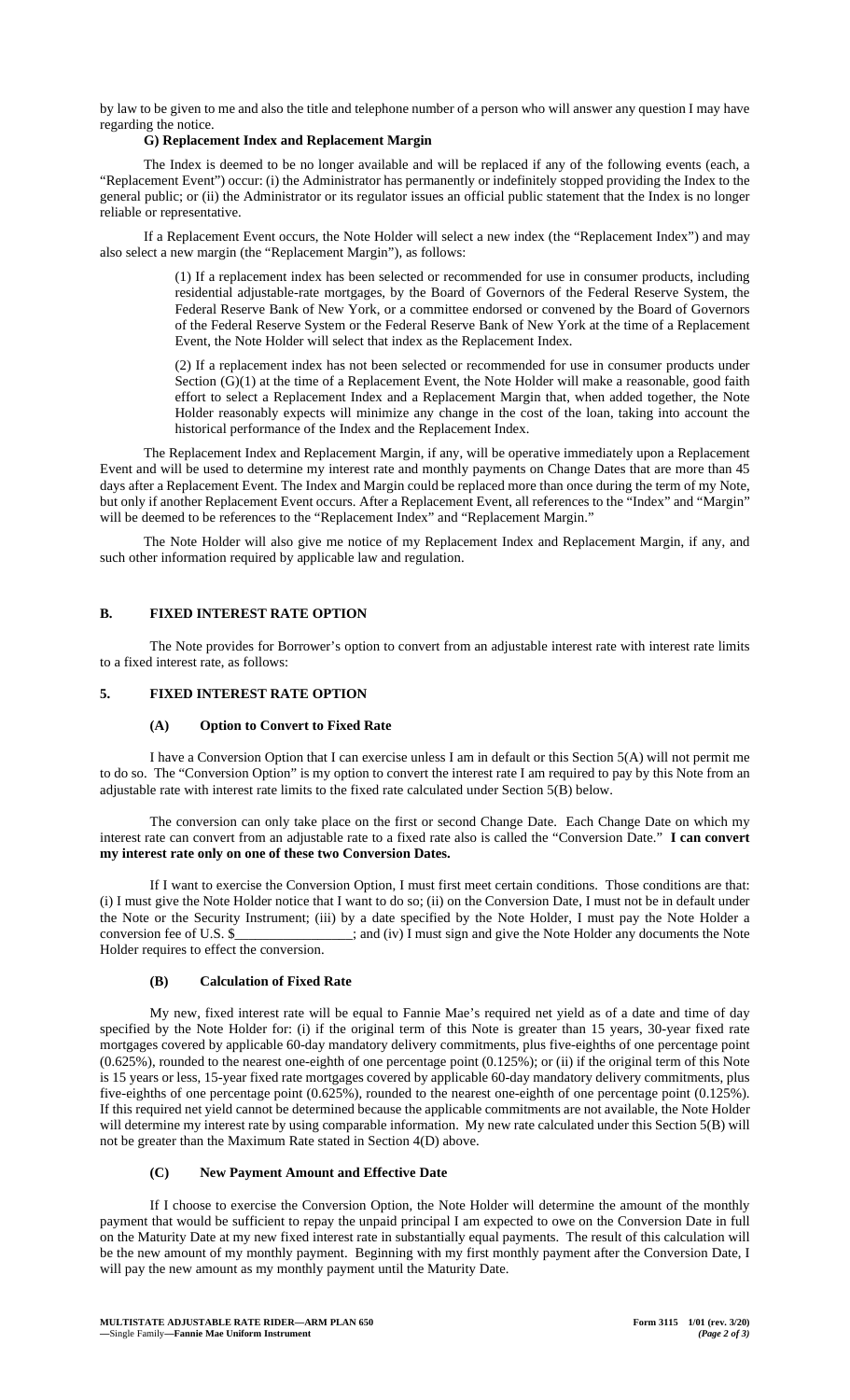by law to be given to me and also the title and telephone number of a person who will answer any question I may have regarding the notice.

**G) Replacement Index and Replacement Margin**

The Index is deemed to be no longer available and will be replaced if any of the following events (each, a "Replacement Event") occur: (i) the Administrator has permanently or indefinitely stopped providing the Index to the general public; or (ii) the Administrator or its regulator issues an official public statement that the Index is no longer reliable or representative.

If a Replacement Event occurs, the Note Holder will select a new index (the "Replacement Index") and may also select a new margin (the "Replacement Margin"), as follows:

> (1) If a replacement index has been selected or recommended for use in consumer products, including residential adjustable-rate mortgages, by the Board of Governors of the Federal Reserve System, the Federal Reserve Bank of New York, or a committee endorsed or convened by the Board of Governors of the Federal Reserve System or the Federal Reserve Bank of New York at the time of a Replacement Event, the Note Holder will select that index as the Replacement Index.
>
> (2) If a replacement index has not been selected or recommended for use in consumer products under Section (G)(1) at the time of a Replacement Event, the Note Holder will make a reasonable, good faith effort to select a Replacement Index and a Replacement Margin that, when added together, the Note Holder reasonably expects will minimize any change in the cost of the loan, taking into account the historical performance of the Index and the Replacement Index.

The Replacement Index and Replacement Margin, if any, will be operative immediately upon a Replacement Event and will be used to determine my interest rate and monthly payments on Change Dates that are more than 45 days after a Replacement Event. The Index and Margin could be replaced more than once during the term of my Note, but only if another Replacement Event occurs. After a Replacement Event, all references to the "Index" and "Margin" will be deemed to be references to the "Replacement Index" and "Replacement Margin."

The Note Holder will also give me notice of my Replacement Index and Replacement Margin, if any, and such other information required by applicable law and regulation.

## B. FIXED INTEREST RATE OPTION

The Note provides for Borrower's option to convert from an adjustable interest rate with interest rate limits to a fixed interest rate, as follows:

## 5. FIXED INTEREST RATE OPTION

### (A) Option to Convert to Fixed Rate

I have a Conversion Option that I can exercise unless I am in default or this Section 5(A) will not permit me to do so. The "Conversion Option" is my option to convert the interest rate I am required to pay by this Note from an adjustable rate with interest rate limits to the fixed rate calculated under Section 5(B) below.

The conversion can only take place on the first or second Change Date. Each Change Date on which my interest rate can convert from an adjustable rate to a fixed rate also is called the "Conversion Date." **I can convert my interest rate only on one of these two Conversion Dates.**

If I want to exercise the Conversion Option, I must first meet certain conditions. Those conditions are that: (i) I must give the Note Holder notice that I want to do so; (ii) on the Conversion Date, I must not be in default under the Note or the Security Instrument; (iii) by a date specified by the Note Holder, I must pay the Note Holder a conversion fee of U.S. $________________; and (iv) I must sign and give the Note Holder any documents the Note Holder requires to effect the conversion.

### (B) Calculation of Fixed Rate

My new, fixed interest rate will be equal to Fannie Mae's required net yield as of a date and time of day specified by the Note Holder for: (i) if the original term of this Note is greater than 15 years, 30-year fixed rate mortgages covered by applicable 60-day mandatory delivery commitments, plus five-eighths of one percentage point (0.625%), rounded to the nearest one-eighth of one percentage point (0.125%); or (ii) if the original term of this Note is 15 years or less, 15-year fixed rate mortgages covered by applicable 60-day mandatory delivery commitments, plus five-eighths of one percentage point (0.625%), rounded to the nearest one-eighth of one percentage point (0.125%). If this required net yield cannot be determined because the applicable commitments are not available, the Note Holder will determine my interest rate by using comparable information. My new rate calculated under this Section 5(B) will not be greater than the Maximum Rate stated in Section 4(D) above.

### (C) New Payment Amount and Effective Date

If I choose to exercise the Conversion Option, the Note Holder will determine the amount of the monthly payment that would be sufficient to repay the unpaid principal I am expected to owe on the Conversion Date in full on the Maturity Date at my new fixed interest rate in substantially equal payments. The result of this calculation will be the new amount of my monthly payment. Beginning with my first monthly payment after the Conversion Date, I will pay the new amount as my monthly payment until the Maturity Date.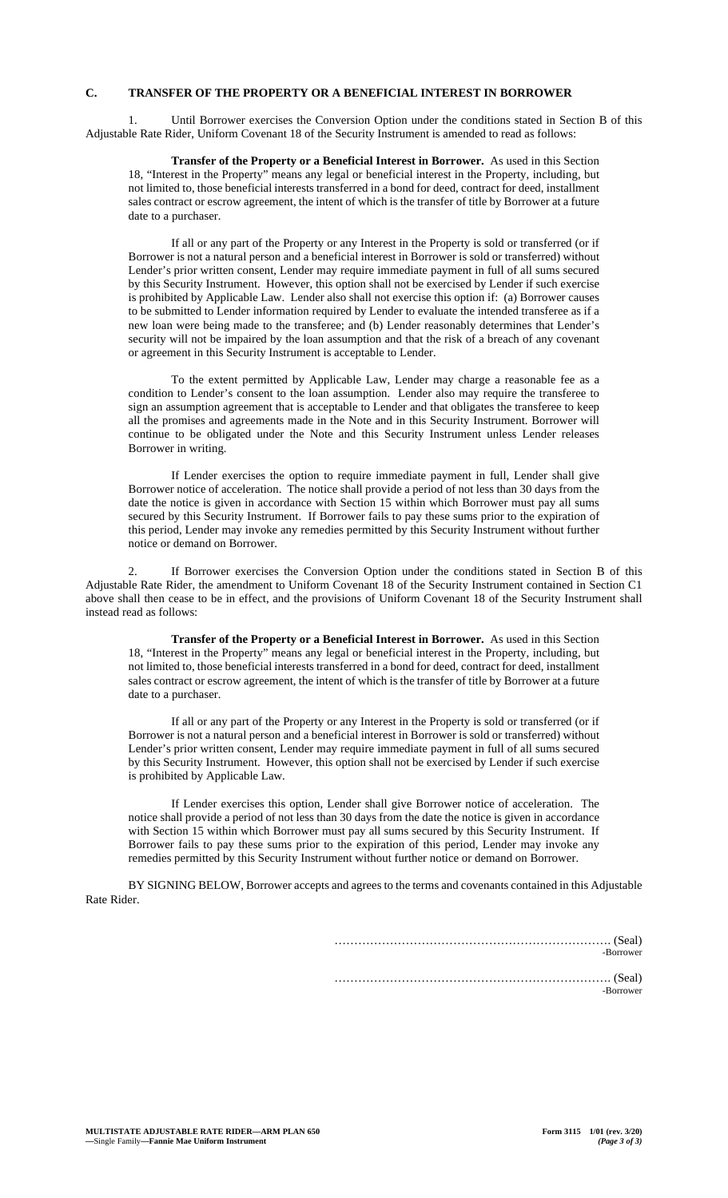## C. TRANSFER OF THE PROPERTY OR A BENEFICIAL INTEREST IN BORROWER

1. Until Borrower exercises the Conversion Option under the conditions stated in Section B of this Adjustable Rate Rider, Uniform Covenant 18 of the Security Instrument is amended to read as follows:

> **Transfer of the Property or a Beneficial Interest in Borrower.** As used in this Section 18, "Interest in the Property" means any legal or beneficial interest in the Property, including, but not limited to, those beneficial interests transferred in a bond for deed, contract for deed, installment sales contract or escrow agreement, the intent of which is the transfer of title by Borrower at a future date to a purchaser.
>
> If all or any part of the Property or any Interest in the Property is sold or transferred (or if Borrower is not a natural person and a beneficial interest in Borrower is sold or transferred) without Lender's prior written consent, Lender may require immediate payment in full of all sums secured by this Security Instrument. However, this option shall not be exercised by Lender if such exercise is prohibited by Applicable Law. Lender also shall not exercise this option if: (a) Borrower causes to be submitted to Lender information required by Lender to evaluate the intended transferee as if a new loan were being made to the transferee; and (b) Lender reasonably determines that Lender's security will not be impaired by the loan assumption and that the risk of a breach of any covenant or agreement in this Security Instrument is acceptable to Lender.
>
> To the extent permitted by Applicable Law, Lender may charge a reasonable fee as a condition to Lender's consent to the loan assumption. Lender also may require the transferee to sign an assumption agreement that is acceptable to Lender and that obligates the transferee to keep all the promises and agreements made in the Note and in this Security Instrument. Borrower will continue to be obligated under the Note and this Security Instrument unless Lender releases Borrower in writing.
>
> If Lender exercises the option to require immediate payment in full, Lender shall give Borrower notice of acceleration. The notice shall provide a period of not less than 30 days from the date the notice is given in accordance with Section 15 within which Borrower must pay all sums secured by this Security Instrument. If Borrower fails to pay these sums prior to the expiration of this period, Lender may invoke any remedies permitted by this Security Instrument without further notice or demand on Borrower.

2. If Borrower exercises the Conversion Option under the conditions stated in Section B of this Adjustable Rate Rider, the amendment to Uniform Covenant 18 of the Security Instrument contained in Section C1 above shall then cease to be in effect, and the provisions of Uniform Covenant 18 of the Security Instrument shall instead read as follows:

> **Transfer of the Property or a Beneficial Interest in Borrower.** As used in this Section 18, "Interest in the Property" means any legal or beneficial interest in the Property, including, but not limited to, those beneficial interests transferred in a bond for deed, contract for deed, installment sales contract or escrow agreement, the intent of which is the transfer of title by Borrower at a future date to a purchaser.
>
> If all or any part of the Property or any Interest in the Property is sold or transferred (or if Borrower is not a natural person and a beneficial interest in Borrower is sold or transferred) without Lender's prior written consent, Lender may require immediate payment in full of all sums secured by this Security Instrument. However, this option shall not be exercised by Lender if such exercise is prohibited by Applicable Law.
>
> If Lender exercises this option, Lender shall give Borrower notice of acceleration. The notice shall provide a period of not less than 30 days from the date the notice is given in accordance with Section 15 within which Borrower must pay all sums secured by this Security Instrument. If Borrower fails to pay these sums prior to the expiration of this period, Lender may invoke any remedies permitted by this Security Instrument without further notice or demand on Borrower.

BY SIGNING BELOW, Borrower accepts and agrees to the terms and covenants contained in this Adjustable Rate Rider.

……………………………………………………………… (Seal)
-Borrower

……………………………………………………………… (Seal)
-Borrower

**MULTISTATE ADJUSTABLE RATE RIDER—ARM PLAN 650**
**—**Single Family**—Fannie Mae Uniform Instrument**

**Form 3115 1/01 (rev. 3/20)**